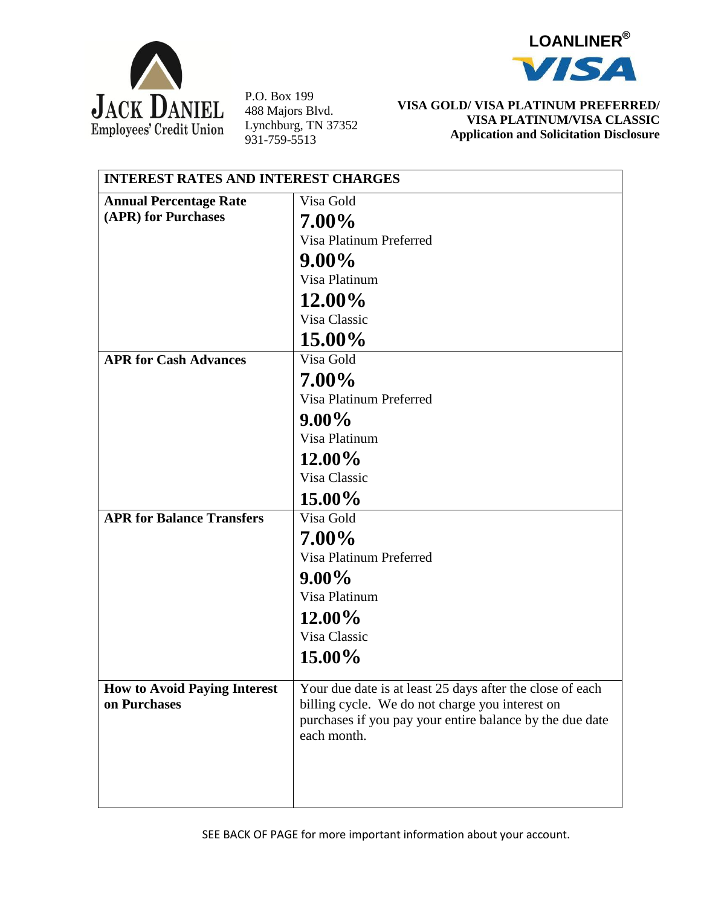**JACK DANIEL**
**Employees' Credit Union**

P.O. Box 199
488 Majors Blvd.
Lynchburg, TN 37352
931-759-5513

**LOANLINER®**
**VISA**

**VISA GOLD/ VISA PLATINUM PREFERRED/ VISA PLATINUM/VISA CLASSIC**
**Application and Solicitation Disclosure**

| INTEREST RATES AND INTEREST CHARGES | |
|---|---|
| **Annual Percentage Rate (APR) for Purchases** | Visa Gold<br>**7.00%**<br>Visa Platinum Preferred<br>**9.00%**<br>Visa Platinum<br>**12.00%**<br>Visa Classic<br>**15.00%** |
| **APR for Cash Advances** | Visa Gold<br>**7.00%**<br>Visa Platinum Preferred<br>**9.00%**<br>Visa Platinum<br>**12.00%**<br>Visa Classic<br>**15.00%** |
| **APR for Balance Transfers** | Visa Gold<br>**7.00%**<br>Visa Platinum Preferred<br>**9.00%**<br>Visa Platinum<br>**12.00%**<br>Visa Classic<br>**15.00%** |
| **How to Avoid Paying Interest on Purchases** | Your due date is at least 25 days after the close of each billing cycle. We do not charge you interest on purchases if you pay your entire balance by the due date each month. |

SEE BACK OF PAGE for more important information about your account.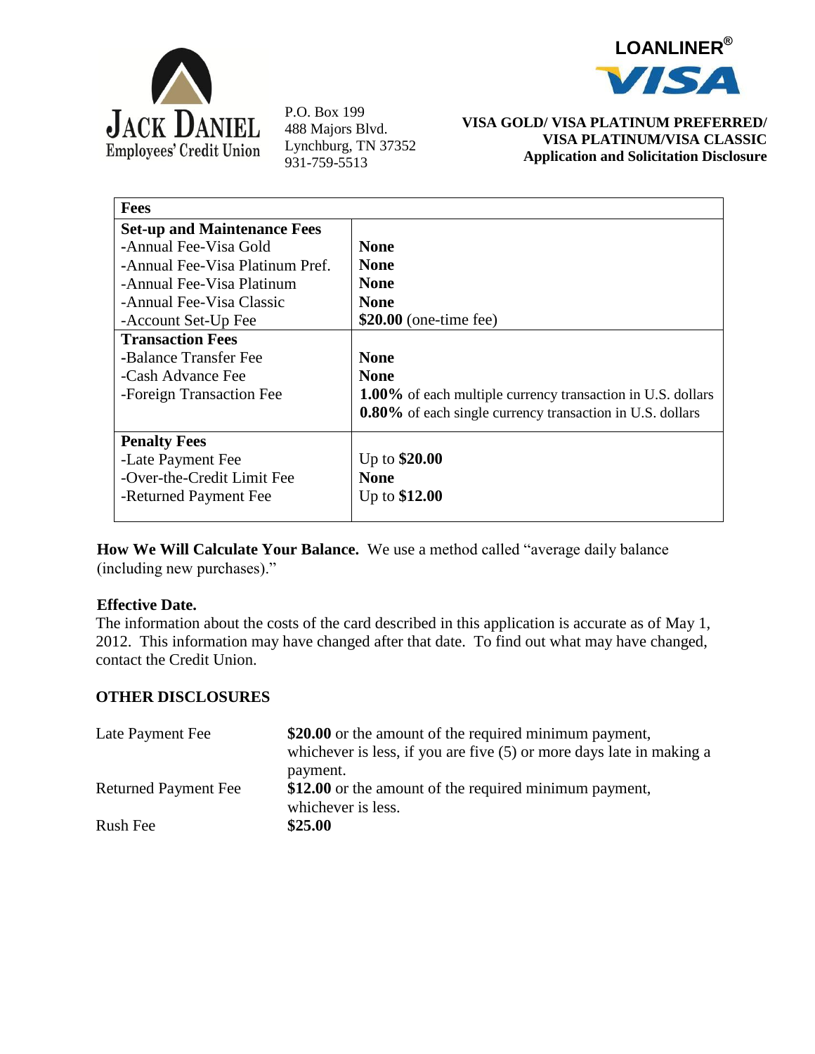JACK DANIEL Employees' Credit Union

P.O. Box 199
488 Majors Blvd.
Lynchburg, TN 37352
931-759-5513

LOANLINER®
VISA

**VISA GOLD/ VISA PLATINUM PREFERRED/ VISA PLATINUM/VISA CLASSIC**
**Application and Solicitation Disclosure**

| **Fees** | |
|---|---|
| **Set-up and Maintenance Fees** | |
| -Annual Fee-Visa Gold | **None** |
| -Annual Fee-Visa Platinum Pref. | **None** |
| -Annual Fee-Visa Platinum | **None** |
| -Annual Fee-Visa Classic | **None** |
| -Account Set-Up Fee | **$20.00** (one-time fee) |
| **Transaction Fees** | |
| -Balance Transfer Fee | **None** |
| -Cash Advance Fee | **None** |
| -Foreign Transaction Fee | **1.00%** of each multiple currency transaction in U.S. dollars<br>**0.80%** of each single currency transaction in U.S. dollars |
| **Penalty Fees** | |
| -Late Payment Fee | Up to **$20.00** |
| -Over-the-Credit Limit Fee | **None** |
| -Returned Payment Fee | Up to **$12.00** |

**How We Will Calculate Your Balance.** We use a method called "average daily balance (including new purchases)."

**Effective Date.**
The information about the costs of the card described in this application is accurate as of May 1, 2012. This information may have changed after that date. To find out what may have changed, contact the Credit Union.

## OTHER DISCLOSURES

| | |
|---|---|
| Late Payment Fee | **$20.00** or the amount of the required minimum payment, whichever is less, if you are five (5) or more days late in making a payment. |
| Returned Payment Fee | **$12.00** or the amount of the required minimum payment, whichever is less. |
| Rush Fee | **$25.00** |